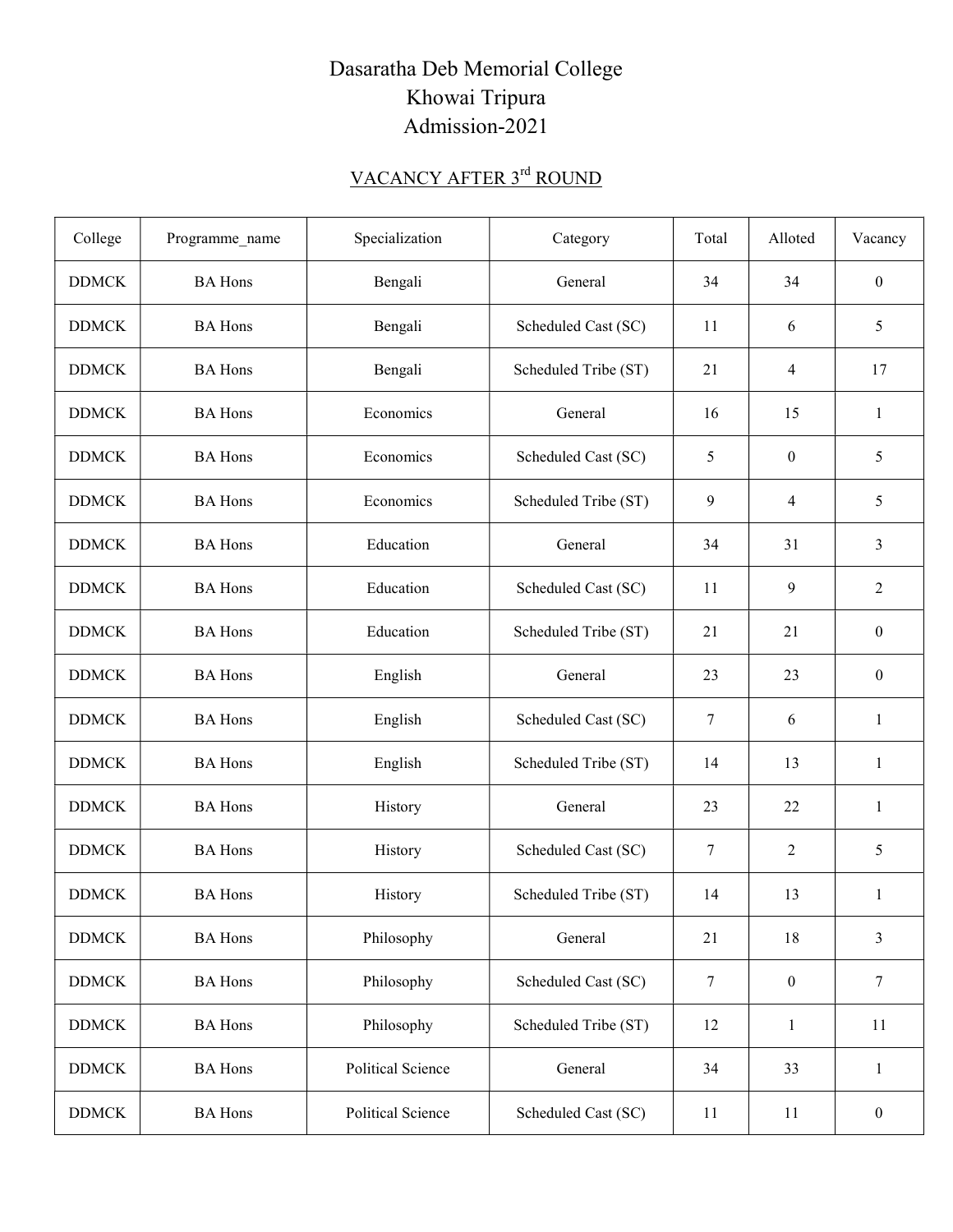# Dasaratha Deb Memorial College
# Khowai Tripura
# Admission-2021

## VACANCY AFTER 3rd ROUND

| College | Programme_name | Specialization | Category | Total | Alloted | Vacancy |
|---|---|---|---|---|---|---|
| DDMCK | BA Hons | Bengali | General | 34 | 34 | 0 |
| DDMCK | BA Hons | Bengali | Scheduled Cast (SC) | 11 | 6 | 5 |
| DDMCK | BA Hons | Bengali | Scheduled Tribe (ST) | 21 | 4 | 17 |
| DDMCK | BA Hons | Economics | General | 16 | 15 | 1 |
| DDMCK | BA Hons | Economics | Scheduled Cast (SC) | 5 | 0 | 5 |
| DDMCK | BA Hons | Economics | Scheduled Tribe (ST) | 9 | 4 | 5 |
| DDMCK | BA Hons | Education | General | 34 | 31 | 3 |
| DDMCK | BA Hons | Education | Scheduled Cast (SC) | 11 | 9 | 2 |
| DDMCK | BA Hons | Education | Scheduled Tribe (ST) | 21 | 21 | 0 |
| DDMCK | BA Hons | English | General | 23 | 23 | 0 |
| DDMCK | BA Hons | English | Scheduled Cast (SC) | 7 | 6 | 1 |
| DDMCK | BA Hons | English | Scheduled Tribe (ST) | 14 | 13 | 1 |
| DDMCK | BA Hons | History | General | 23 | 22 | 1 |
| DDMCK | BA Hons | History | Scheduled Cast (SC) | 7 | 2 | 5 |
| DDMCK | BA Hons | History | Scheduled Tribe (ST) | 14 | 13 | 1 |
| DDMCK | BA Hons | Philosophy | General | 21 | 18 | 3 |
| DDMCK | BA Hons | Philosophy | Scheduled Cast (SC) | 7 | 0 | 7 |
| DDMCK | BA Hons | Philosophy | Scheduled Tribe (ST) | 12 | 1 | 11 |
| DDMCK | BA Hons | Political Science | General | 34 | 33 | 1 |
| DDMCK | BA Hons | Political Science | Scheduled Cast (SC) | 11 | 11 | 0 |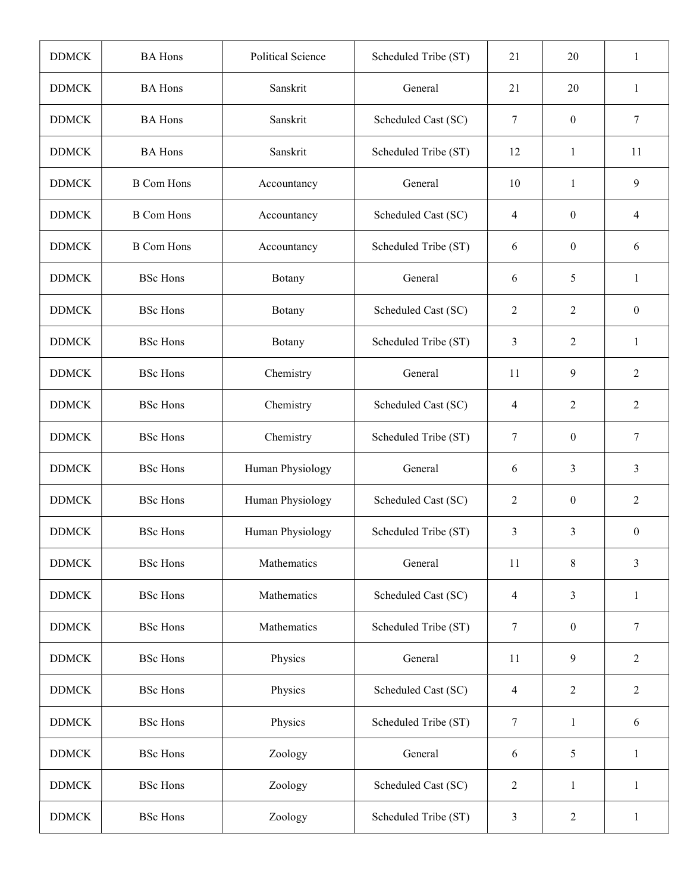| | | | | | | |
|---|---|---|---|---|---|---|
| DDMCK | BA Hons | Political Science | Scheduled Tribe (ST) | 21 | 20 | 1 |
| DDMCK | BA Hons | Sanskrit | General | 21 | 20 | 1 |
| DDMCK | BA Hons | Sanskrit | Scheduled Cast (SC) | 7 | 0 | 7 |
| DDMCK | BA Hons | Sanskrit | Scheduled Tribe (ST) | 12 | 1 | 11 |
| DDMCK | B Com Hons | Accountancy | General | 10 | 1 | 9 |
| DDMCK | B Com Hons | Accountancy | Scheduled Cast (SC) | 4 | 0 | 4 |
| DDMCK | B Com Hons | Accountancy | Scheduled Tribe (ST) | 6 | 0 | 6 |
| DDMCK | BSc Hons | Botany | General | 6 | 5 | 1 |
| DDMCK | BSc Hons | Botany | Scheduled Cast (SC) | 2 | 2 | 0 |
| DDMCK | BSc Hons | Botany | Scheduled Tribe (ST) | 3 | 2 | 1 |
| DDMCK | BSc Hons | Chemistry | General | 11 | 9 | 2 |
| DDMCK | BSc Hons | Chemistry | Scheduled Cast (SC) | 4 | 2 | 2 |
| DDMCK | BSc Hons | Chemistry | Scheduled Tribe (ST) | 7 | 0 | 7 |
| DDMCK | BSc Hons | Human Physiology | General | 6 | 3 | 3 |
| DDMCK | BSc Hons | Human Physiology | Scheduled Cast (SC) | 2 | 0 | 2 |
| DDMCK | BSc Hons | Human Physiology | Scheduled Tribe (ST) | 3 | 3 | 0 |
| DDMCK | BSc Hons | Mathematics | General | 11 | 8 | 3 |
| DDMCK | BSc Hons | Mathematics | Scheduled Cast (SC) | 4 | 3 | 1 |
| DDMCK | BSc Hons | Mathematics | Scheduled Tribe (ST) | 7 | 0 | 7 |
| DDMCK | BSc Hons | Physics | General | 11 | 9 | 2 |
| DDMCK | BSc Hons | Physics | Scheduled Cast (SC) | 4 | 2 | 2 |
| DDMCK | BSc Hons | Physics | Scheduled Tribe (ST) | 7 | 1 | 6 |
| DDMCK | BSc Hons | Zoology | General | 6 | 5 | 1 |
| DDMCK | BSc Hons | Zoology | Scheduled Cast (SC) | 2 | 1 | 1 |
| DDMCK | BSc Hons | Zoology | Scheduled Tribe (ST) | 3 | 2 | 1 |